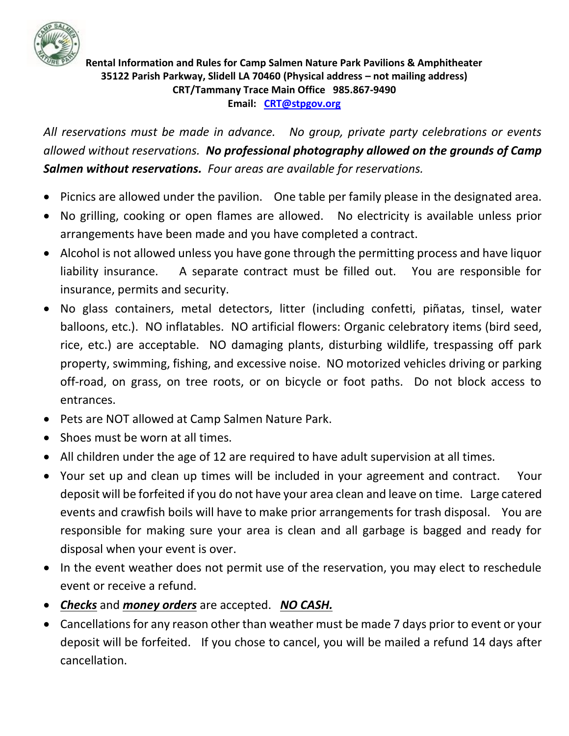**Rental Information and Rules for Camp Salmen Nature Park Pavilions & Amphitheater**
**35122 Parish Parkway, Slidell LA 70460 (Physical address – not mailing address)**
**CRT/Tammany Trace Main Office 985.867-9490**
**Email: [CRT@stpgov.org](mailto:CRT@stpgov.org)**

*All reservations must be made in advance. No group, private party celebrations or events allowed without reservations.* ***No professional photography allowed on the grounds of Camp Salmen without reservations.*** *Four areas are available for reservations.*

- Picnics are allowed under the pavilion. One table per family please in the designated area.
- No grilling, cooking or open flames are allowed. No electricity is available unless prior arrangements have been made and you have completed a contract.
- Alcohol is not allowed unless you have gone through the permitting process and have liquor liability insurance. A separate contract must be filled out. You are responsible for insurance, permits and security.
- No glass containers, metal detectors, litter (including confetti, piñatas, tinsel, water balloons, etc.). NO inflatables. NO artificial flowers: Organic celebratory items (bird seed, rice, etc.) are acceptable. NO damaging plants, disturbing wildlife, trespassing off park property, swimming, fishing, and excessive noise. NO motorized vehicles driving or parking off-road, on grass, on tree roots, or on bicycle or foot paths. Do not block access to entrances.
- Pets are NOT allowed at Camp Salmen Nature Park.
- Shoes must be worn at all times.
- All children under the age of 12 are required to have adult supervision at all times.
- Your set up and clean up times will be included in your agreement and contract. Your deposit will be forfeited if you do not have your area clean and leave on time. Large catered events and crawfish boils will have to make prior arrangements for trash disposal. You are responsible for making sure your area is clean and all garbage is bagged and ready for disposal when your event is over.
- In the event weather does not permit use of the reservation, you may elect to reschedule event or receive a refund.
- ***Checks*** and ***money orders*** are accepted. ***NO CASH.***
- Cancellations for any reason other than weather must be made 7 days prior to event or your deposit will be forfeited. If you chose to cancel, you will be mailed a refund 14 days after cancellation.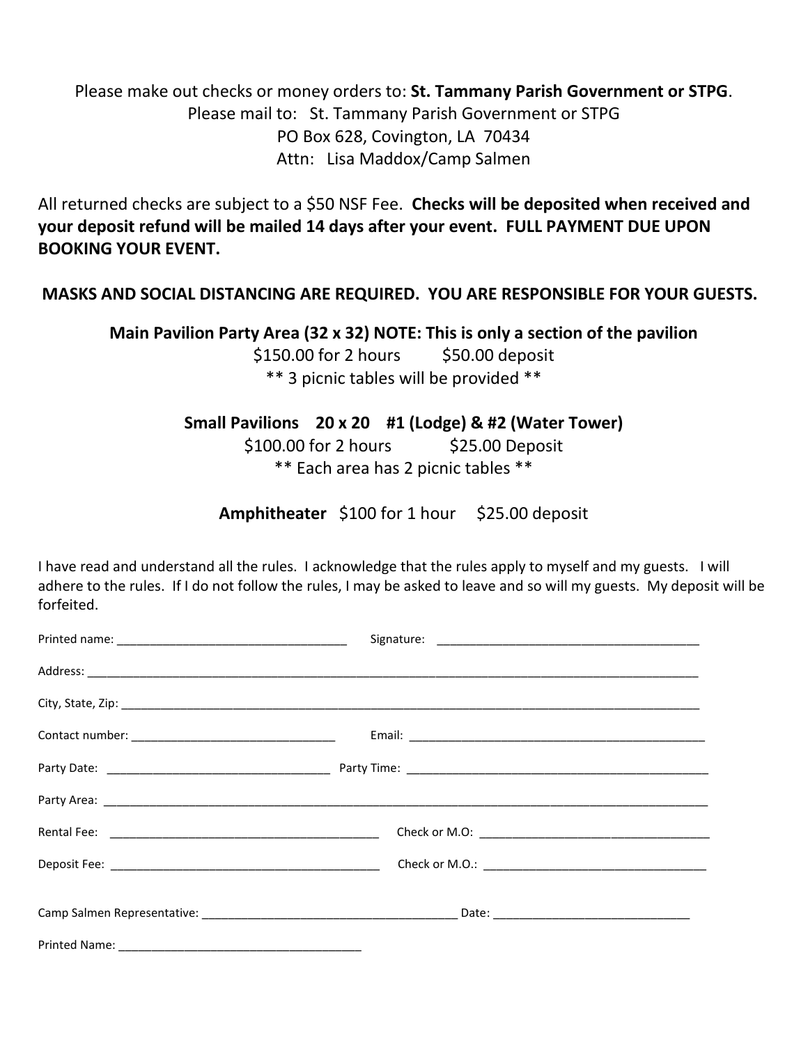Please make out checks or money orders to: **St. Tammany Parish Government or STPG**.
Please mail to: St. Tammany Parish Government or STPG
PO Box 628, Covington, LA 70434
Attn: Lisa Maddox/Camp Salmen

All returned checks are subject to a $50 NSF Fee. **Checks will be deposited when received and your deposit refund will be mailed 14 days after your event. FULL PAYMENT DUE UPON BOOKING YOUR EVENT.**

**MASKS AND SOCIAL DISTANCING ARE REQUIRED. YOU ARE RESPONSIBLE FOR YOUR GUESTS.**

**Main Pavilion Party Area (32 x 32) NOTE: This is only a section of the pavilion**
$150.00 for 2 hours $50.00 deposit
** 3 picnic tables will be provided **

**Small Pavilions 20 x 20 #1 (Lodge) & #2 (Water Tower)**
$100.00 for 2 hours $25.00 Deposit
** Each area has 2 picnic tables **

**Amphitheater** $100 for 1 hour $25.00 deposit

I have read and understand all the rules. I acknowledge that the rules apply to myself and my guests. I will adhere to the rules. If I do not follow the rules, I may be asked to leave and so will my guests. My deposit will be forfeited.

Printed name: ___________________________________ Signature: ________________________________________

Address: ____________________________________________________________________________________________

City, State, Zip: ______________________________________________________________________________________

Contact number: _______________________________ Email: ______________________________________________

Party Date: _________________________________ Party Time: ______________________________________________

Party Area: __________________________________________________________________________________________

Rental Fee: _________________________________________ Check or M.O: ___________________________________

Deposit Fee: _________________________________________ Check or M.O.: __________________________________

Camp Salmen Representative: ________________________________________ Date: ______________________________

Printed Name: ______________________________________